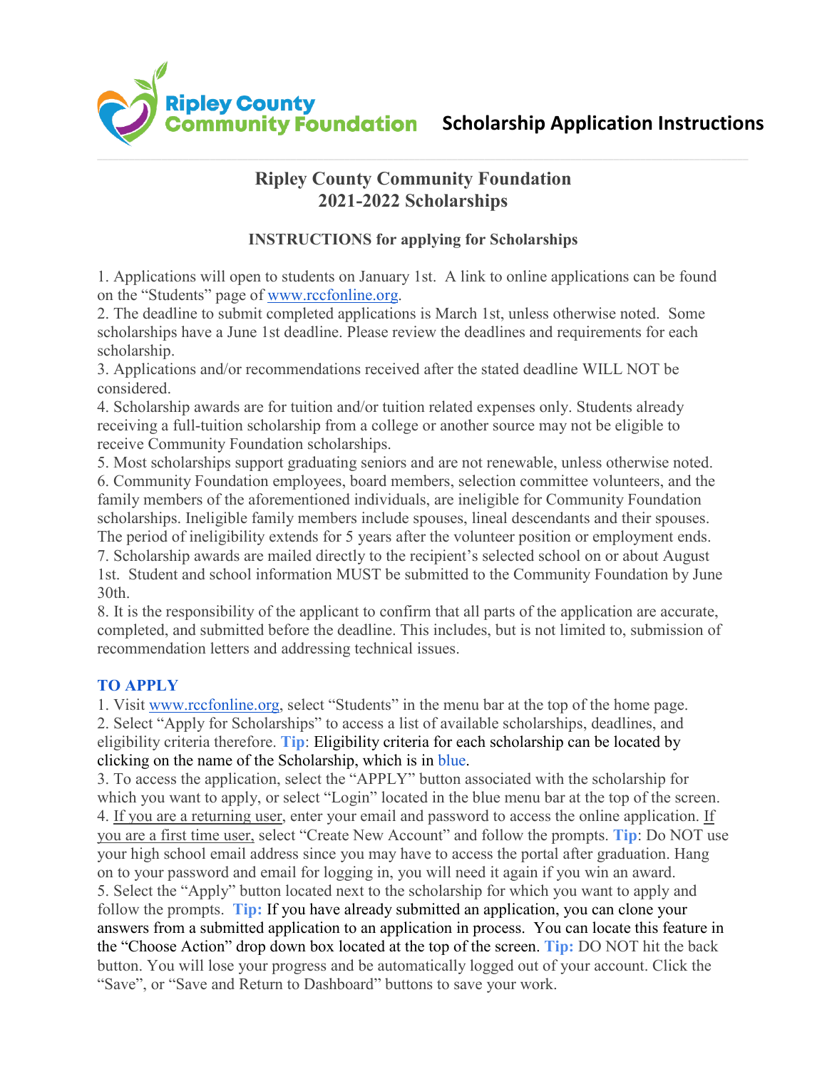Ripley County Community Foundation

# Scholarship Application Instructions

## Ripley County Community Foundation
## 2021-2022 Scholarships

### INSTRUCTIONS for applying for Scholarships

1. Applications will open to students on January 1st. A link to online applications can be found on the "Students" page of www.rccfonline.org.
2. The deadline to submit completed applications is March 1st, unless otherwise noted. Some scholarships have a June 1st deadline. Please review the deadlines and requirements for each scholarship.
3. Applications and/or recommendations received after the stated deadline WILL NOT be considered.
4. Scholarship awards are for tuition and/or tuition related expenses only. Students already receiving a full-tuition scholarship from a college or another source may not be eligible to receive Community Foundation scholarships.
5. Most scholarships support graduating seniors and are not renewable, unless otherwise noted.
6. Community Foundation employees, board members, selection committee volunteers, and the family members of the aforementioned individuals, are ineligible for Community Foundation scholarships. Ineligible family members include spouses, lineal descendants and their spouses. The period of ineligibility extends for 5 years after the volunteer position or employment ends.
7. Scholarship awards are mailed directly to the recipient's selected school on or about August 1st. Student and school information MUST be submitted to the Community Foundation by June 30th.
8. It is the responsibility of the applicant to confirm that all parts of the application are accurate, completed, and submitted before the deadline. This includes, but is not limited to, submission of recommendation letters and addressing technical issues.

### TO APPLY

1. Visit www.rccfonline.org, select "Students" in the menu bar at the top of the home page.
2. Select "Apply for Scholarships" to access a list of available scholarships, deadlines, and eligibility criteria therefore. **Tip**: Eligibility criteria for each scholarship can be located by clicking on the name of the Scholarship, which is in blue.
3. To access the application, select the "APPLY" button associated with the scholarship for which you want to apply, or select "Login" located in the blue menu bar at the top of the screen.
4. If you are a returning user, enter your email and password to access the online application. If you are a first time user, select "Create New Account" and follow the prompts. **Tip**: Do NOT use your high school email address since you may have to access the portal after graduation. Hang on to your password and email for logging in, you will need it again if you win an award.
5. Select the "Apply" button located next to the scholarship for which you want to apply and follow the prompts. **Tip:** If you have already submitted an application, you can clone your answers from a submitted application to an application in process. You can locate this feature in the "Choose Action" drop down box located at the top of the screen. **Tip:** DO NOT hit the back button. You will lose your progress and be automatically logged out of your account. Click the "Save", or "Save and Return to Dashboard" buttons to save your work.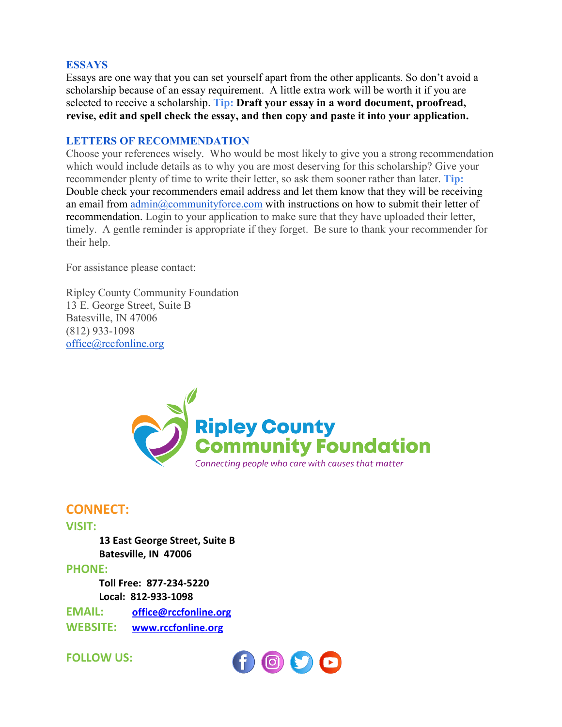## ESSAYS

Essays are one way that you can set yourself apart from the other applicants. So don't avoid a scholarship because of an essay requirement. A little extra work will be worth it if you are selected to receive a scholarship. **Tip: Draft your essay in a word document, proofread, revise, edit and spell check the essay, and then copy and paste it into your application.**

## LETTERS OF RECOMMENDATION

Choose your references wisely. Who would be most likely to give you a strong recommendation which would include details as to why you are most deserving for this scholarship? Give your recommender plenty of time to write their letter, so ask them sooner rather than later. **Tip:** Double check your recommenders email address and let them know that they will be receiving an email from admin@communityforce.com with instructions on how to submit their letter of recommendation. Login to your application to make sure that they have uploaded their letter, timely. A gentle reminder is appropriate if they forget. Be sure to thank your recommender for their help.

For assistance please contact:

Ripley County Community Foundation
13 E. George Street, Suite B
Batesville, IN 47006
(812) 933-1098
office@rccfonline.org

Ripley County Community Foundation
Connecting people who care with causes that matter

## CONNECT:

**VISIT:**

**13 East George Street, Suite B**
**Batesville, IN 47006**

**PHONE:**

**Toll Free: 877-234-5220**
**Local: 812-933-1098**

**EMAIL:** **office@rccfonline.org**

**WEBSITE:** **www.rccfonline.org**

**FOLLOW US:**